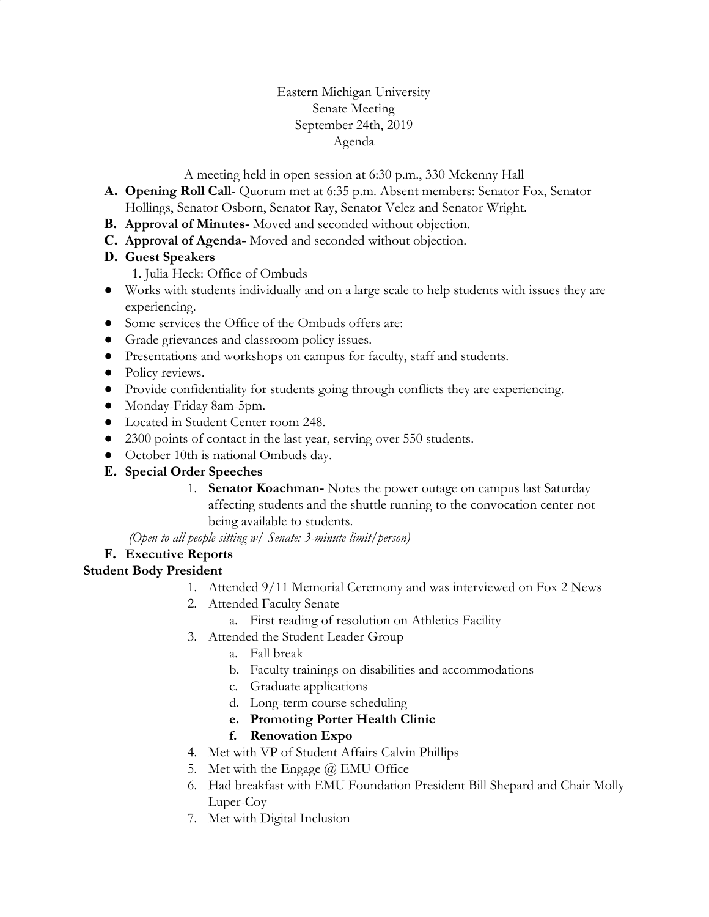Eastern Michigan University
Senate Meeting
September 24th, 2019
Agenda

A meeting held in open session at 6:30 p.m., 330 Mckenny Hall

A. **Opening Roll Call**- Quorum met at 6:35 p.m. Absent members: Senator Fox, Senator Hollings, Senator Osborn, Senator Ray, Senator Velez and Senator Wright.
B. **Approval of Minutes-** Moved and seconded without objection.
C. **Approval of Agenda-** Moved and seconded without objection.
D. **Guest Speakers**
    1. Julia Heck: Office of Ombuds

- Works with students individually and on a large scale to help students with issues they are experiencing.
- Some services the Office of the Ombuds offers are:
- Grade grievances and classroom policy issues.
- Presentations and workshops on campus for faculty, staff and students.
- Policy reviews.
- Provide confidentiality for students going through conflicts they are experiencing.
- Monday-Friday 8am-5pm.
- Located in Student Center room 248.
- 2300 points of contact in the last year, serving over 550 students.
- October 10th is national Ombuds day.

E. **Special Order Speeches**
    1. **Senator Koachman-** Notes the power outage on campus last Saturday affecting students and the shuttle running to the convocation center not being available to students.

*(Open to all people sitting w/ Senate: 3-minute limit/person)*

F. **Executive Reports**

**Student Body President**

1. Attended 9/11 Memorial Ceremony and was interviewed on Fox 2 News
2. Attended Faculty Senate
    a. First reading of resolution on Athletics Facility
3. Attended the Student Leader Group
    a. Fall break
    b. Faculty trainings on disabilities and accommodations
    c. Graduate applications
    d. Long-term course scheduling
    e. **Promoting Porter Health Clinic**
    f. **Renovation Expo**
4. Met with VP of Student Affairs Calvin Phillips
5. Met with the Engage @ EMU Office
6. Had breakfast with EMU Foundation President Bill Shepard and Chair Molly Luper-Coy
7. Met with Digital Inclusion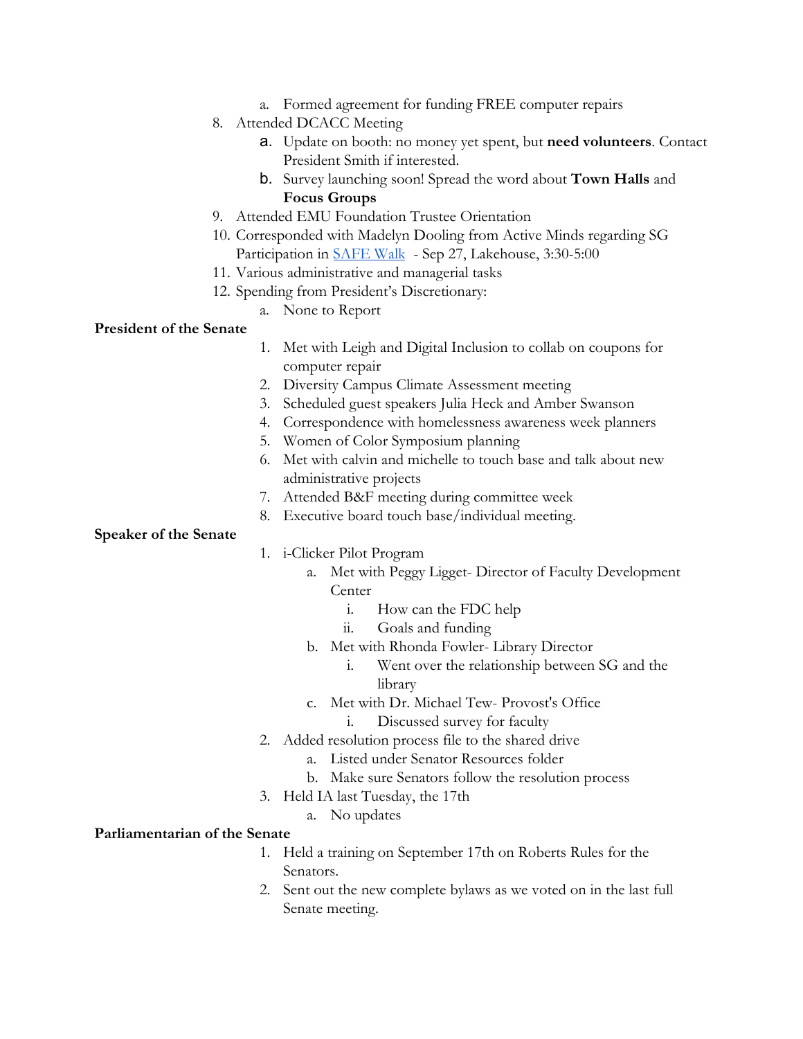a. Formed agreement for funding FREE computer repairs
8. Attended DCACC Meeting
    a. Update on booth: no money yet spent, but **need volunteers**. Contact President Smith if interested.
    b. Survey launching soon! Spread the word about **Town Halls** and **Focus Groups**
9. Attended EMU Foundation Trustee Orientation
10. Corresponded with Madelyn Dooling from Active Minds regarding SG Participation in [SAFE Walk](#) - Sep 27, Lakehouse, 3:30-5:00
11. Various administrative and managerial tasks
12. Spending from President's Discretionary:
    a. None to Report

**President of the Senate**

1. Met with Leigh and Digital Inclusion to collab on coupons for computer repair
2. Diversity Campus Climate Assessment meeting
3. Scheduled guest speakers Julia Heck and Amber Swanson
4. Correspondence with homelessness awareness week planners
5. Women of Color Symposium planning
6. Met with calvin and michelle to touch base and talk about new administrative projects
7. Attended B&F meeting during committee week
8. Executive board touch base/individual meeting.

**Speaker of the Senate**

1. i-Clicker Pilot Program
    a. Met with Peggy Ligget- Director of Faculty Development Center
        i. How can the FDC help
        ii. Goals and funding
    b. Met with Rhonda Fowler- Library Director
        i. Went over the relationship between SG and the library
    c. Met with Dr. Michael Tew- Provost's Office
        i. Discussed survey for faculty
2. Added resolution process file to the shared drive
    a. Listed under Senator Resources folder
    b. Make sure Senators follow the resolution process
3. Held IA last Tuesday, the 17th
    a. No updates

**Parliamentarian of the Senate**

1. Held a training on September 17th on Roberts Rules for the Senators.
2. Sent out the new complete bylaws as we voted on in the last full Senate meeting.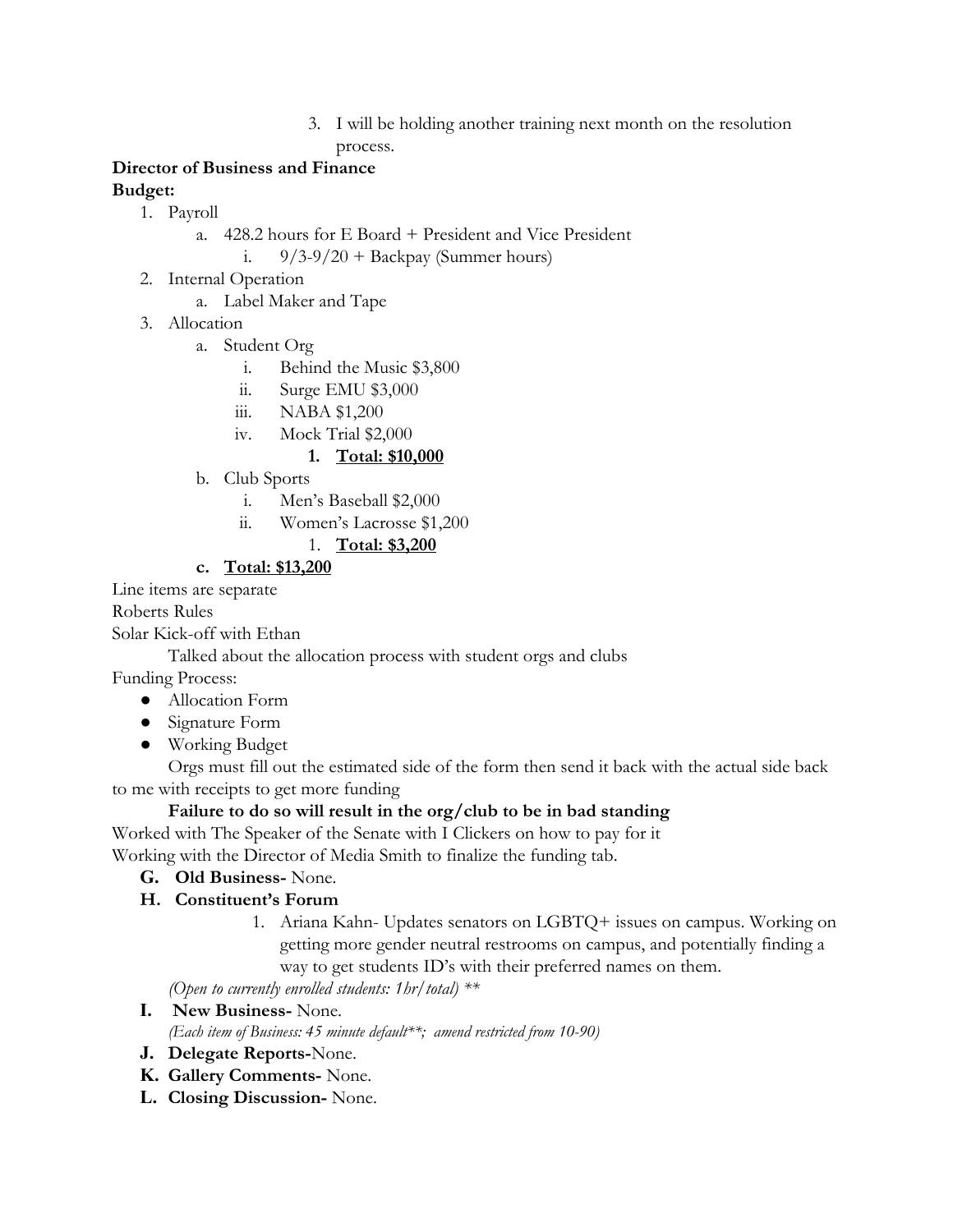3. I will be holding another training next month on the resolution process.

**Director of Business and Finance**

**Budget:**

1. Payroll
   a. 428.2 hours for E Board + President and Vice President
      i. 9/3-9/20 + Backpay (Summer hours)
2. Internal Operation
   a. Label Maker and Tape
3. Allocation
   a. Student Org
      i. Behind the Music $3,800
      ii. Surge EMU $3,000
      iii. NABA $1,200
      iv. Mock Trial $2,000
         1. **<u>Total: $10,000</u>**
   b. Club Sports
      i. Men's Baseball $2,000
      ii. Women's Lacrosse $1,200
         1. **<u>Total: $3,200</u>**
   c. **<u>Total: $13,200</u>**

Line items are separate

Roberts Rules

Solar Kick-off with Ethan

Talked about the allocation process with student orgs and clubs

Funding Process:

- Allocation Form
- Signature Form
- Working Budget

Orgs must fill out the estimated side of the form then send it back with the actual side back to me with receipts to get more funding

**Failure to do so will result in the org/club to be in bad standing**

Worked with The Speaker of the Senate with I Clickers on how to pay for it

Working with the Director of Media Smith to finalize the funding tab.

G. **Old Business-** None.

H. **Constituent's Forum**

1. Ariana Kahn- Updates senators on LGBTQ+ issues on campus. Working on getting more gender neutral restrooms on campus, and potentially finding a way to get students ID's with their preferred names on them.

*(Open to currently enrolled students: 1hr/total) \*\**

I. **New Business-** None.

*(Each item of Business: 45 minute default\*\*; amend restricted from 10-90)*

J. **Delegate Reports-**None.

K. **Gallery Comments-** None.

L. **Closing Discussion-** None.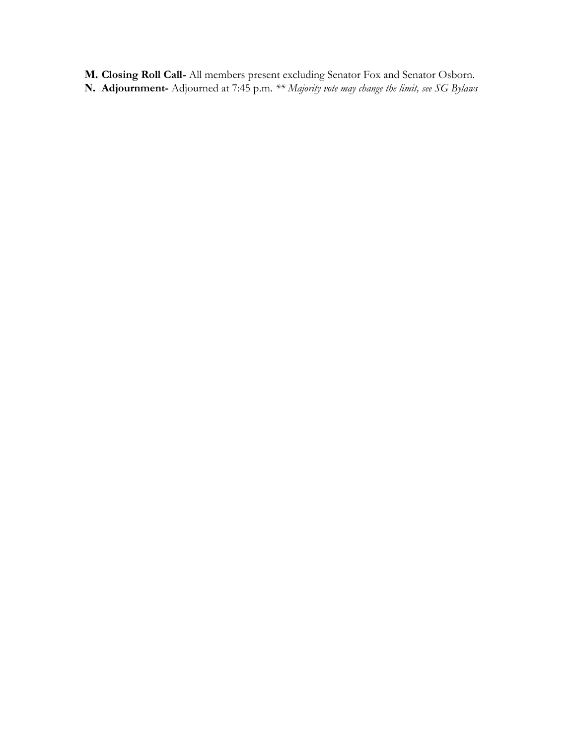**M. Closing Roll Call-** All members present excluding Senator Fox and Senator Osborn.

**N. Adjournment-** Adjourned at 7:45 p.m. ** *Majority vote may change the limit, see SG Bylaws*